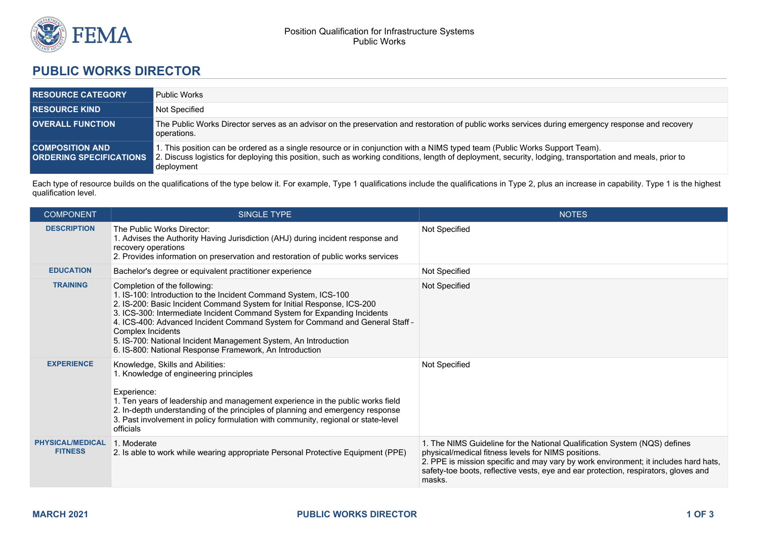Position Qualification for Infrastructure Systems
Public Works

# PUBLIC WORKS DIRECTOR

| | |
|---|---|
| **RESOURCE CATEGORY** | Public Works |
| **RESOURCE KIND** | Not Specified |
| **OVERALL FUNCTION** | The Public Works Director serves as an advisor on the preservation and restoration of public works services during emergency response and recovery operations. |
| **COMPOSITION AND ORDERING SPECIFICATIONS** | 1. This position can be ordered as a single resource or in conjunction with a NIMS typed team (Public Works Support Team).<br>2. Discuss logistics for deploying this position, such as working conditions, length of deployment, security, lodging, transportation and meals, prior to deployment |

Each type of resource builds on the qualifications of the type below it. For example, Type 1 qualifications include the qualifications in Type 2, plus an increase in capability. Type 1 is the highest qualification level.

| COMPONENT | SINGLE TYPE | NOTES |
|---|---|---|
| **DESCRIPTION** | The Public Works Director:<br>1. Advises the Authority Having Jurisdiction (AHJ) during incident response and recovery operations<br>2. Provides information on preservation and restoration of public works services | Not Specified |
| **EDUCATION** | Bachelor's degree or equivalent practitioner experience | Not Specified |
| **TRAINING** | Completion of the following:<br>1. IS-100: Introduction to the Incident Command System, ICS-100<br>2. IS-200: Basic Incident Command System for Initial Response, ICS-200<br>3. ICS-300: Intermediate Incident Command System for Expanding Incidents<br>4. ICS-400: Advanced Incident Command System for Command and General Staff - Complex Incidents<br>5. IS-700: National Incident Management System, An Introduction<br>6. IS-800: National Response Framework, An Introduction | Not Specified |
| **EXPERIENCE** | Knowledge, Skills and Abilities:<br>1. Knowledge of engineering principles<br><br>Experience:<br>1. Ten years of leadership and management experience in the public works field<br>2. In-depth understanding of the principles of planning and emergency response<br>3. Past involvement in policy formulation with community, regional or state-level officials | Not Specified |
| **PHYSICAL/MEDICAL FITNESS** | 1. Moderate<br>2. Is able to work while wearing appropriate Personal Protective Equipment (PPE) | 1. The NIMS Guideline for the National Qualification System (NQS) defines physical/medical fitness levels for NIMS positions.<br>2. PPE is mission specific and may vary by work environment; it includes hard hats, safety-toe boots, reflective vests, eye and ear protection, respirators, gloves and masks. |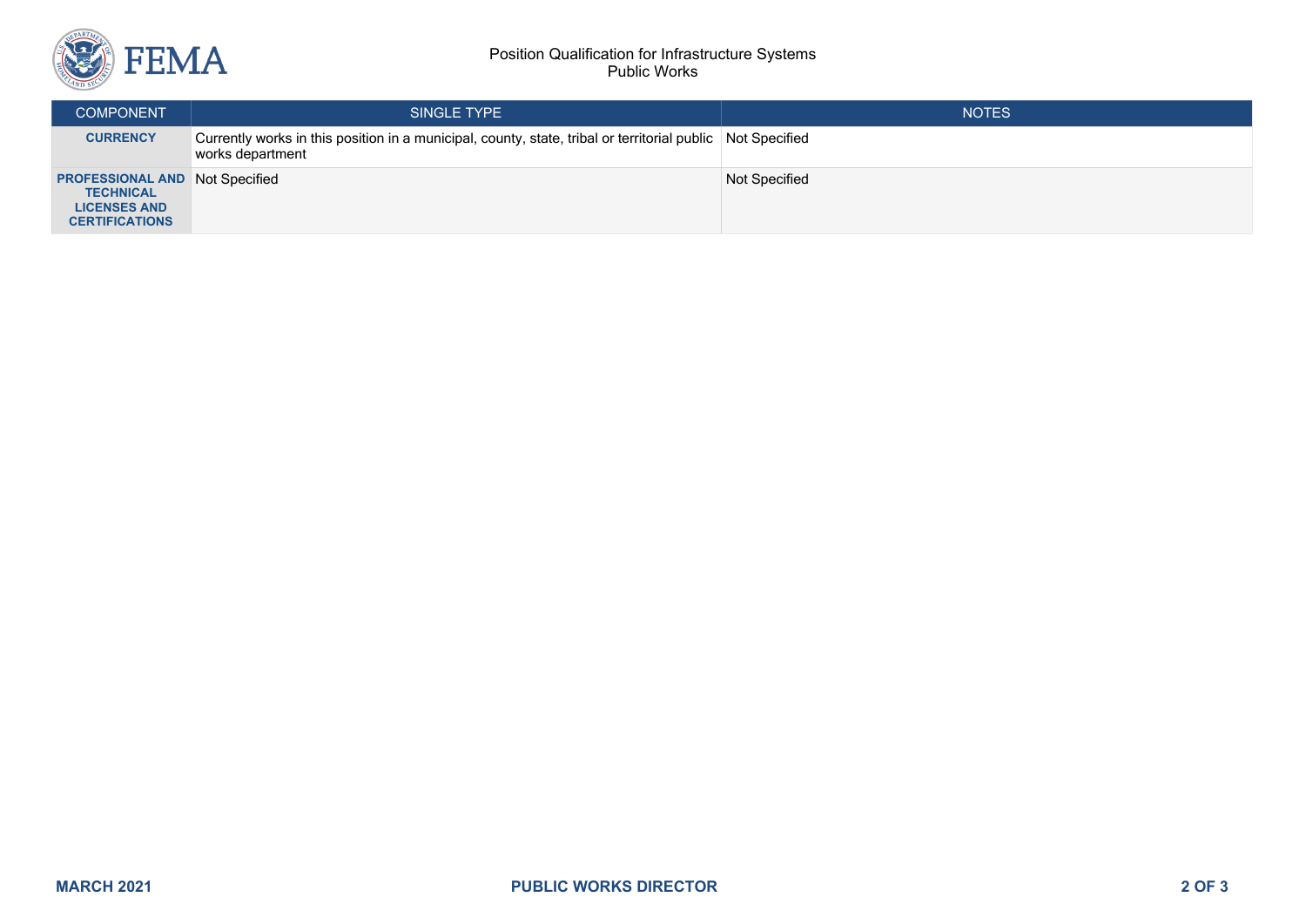| COMPONENT | SINGLE TYPE | NOTES |
| --- | --- | --- |
| **CURRENCY** | Currently works in this position in a municipal, county, state, tribal or territorial public works department | Not Specified |
| **PROFESSIONAL AND TECHNICAL LICENSES AND CERTIFICATIONS** | Not Specified | Not Specified |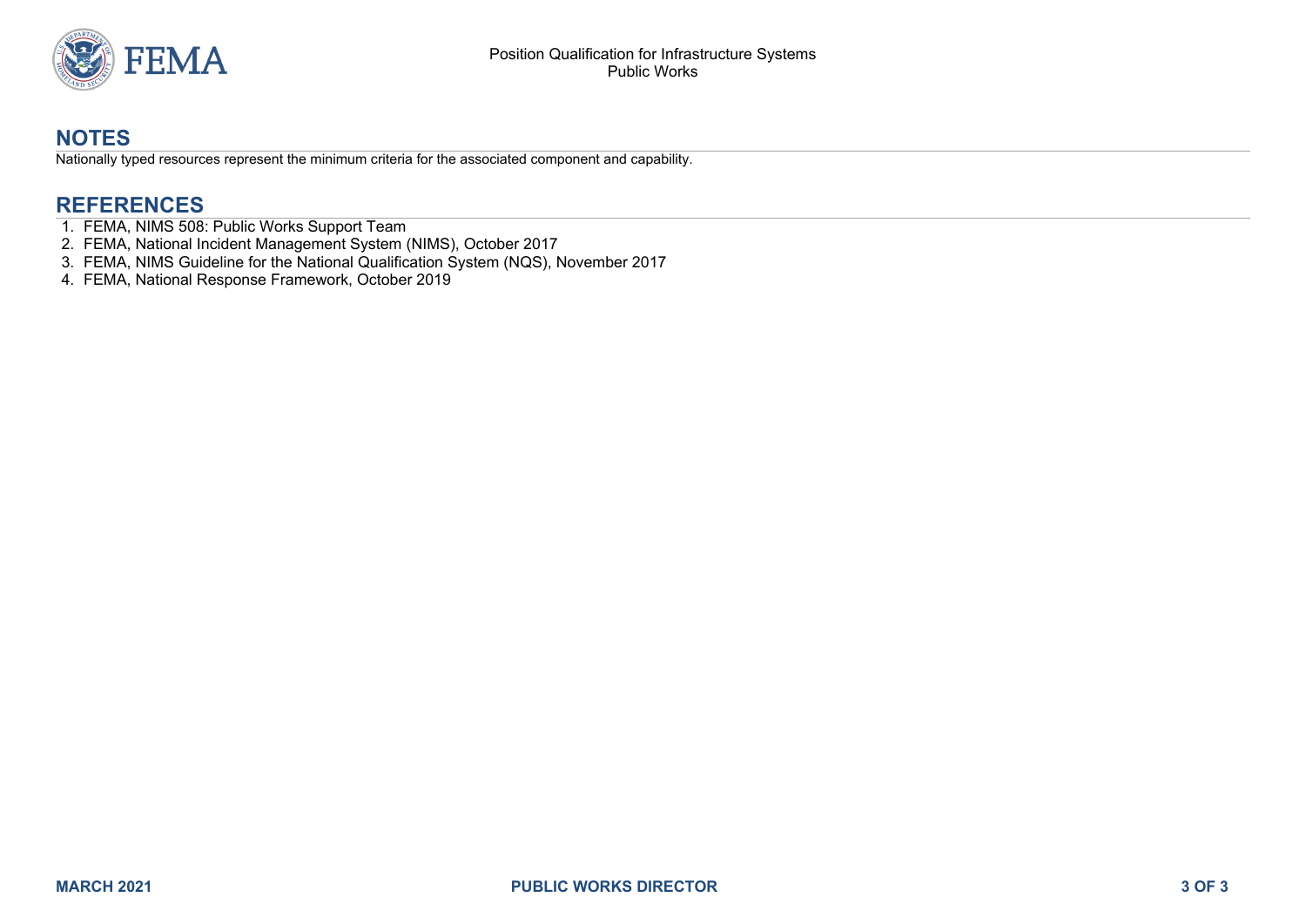## NOTES

Nationally typed resources represent the minimum criteria for the associated component and capability.

## REFERENCES

1. FEMA, NIMS 508: Public Works Support Team
2. FEMA, National Incident Management System (NIMS), October 2017
3. FEMA, NIMS Guideline for the National Qualification System (NQS), November 2017
4. FEMA, National Response Framework, October 2019